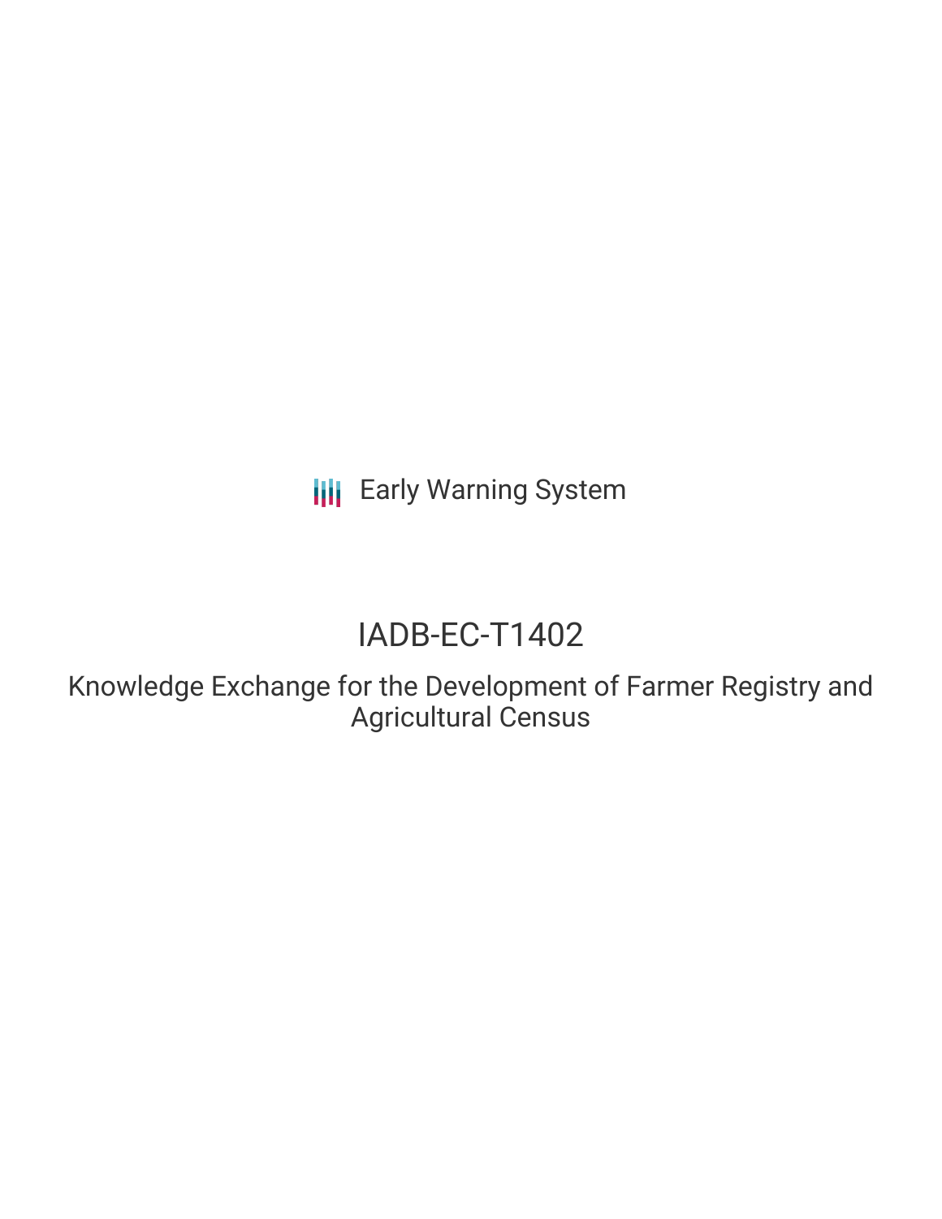Early Warning System

# IADB-EC-T1402

## Knowledge Exchange for the Development of Farmer Registry and Agricultural Census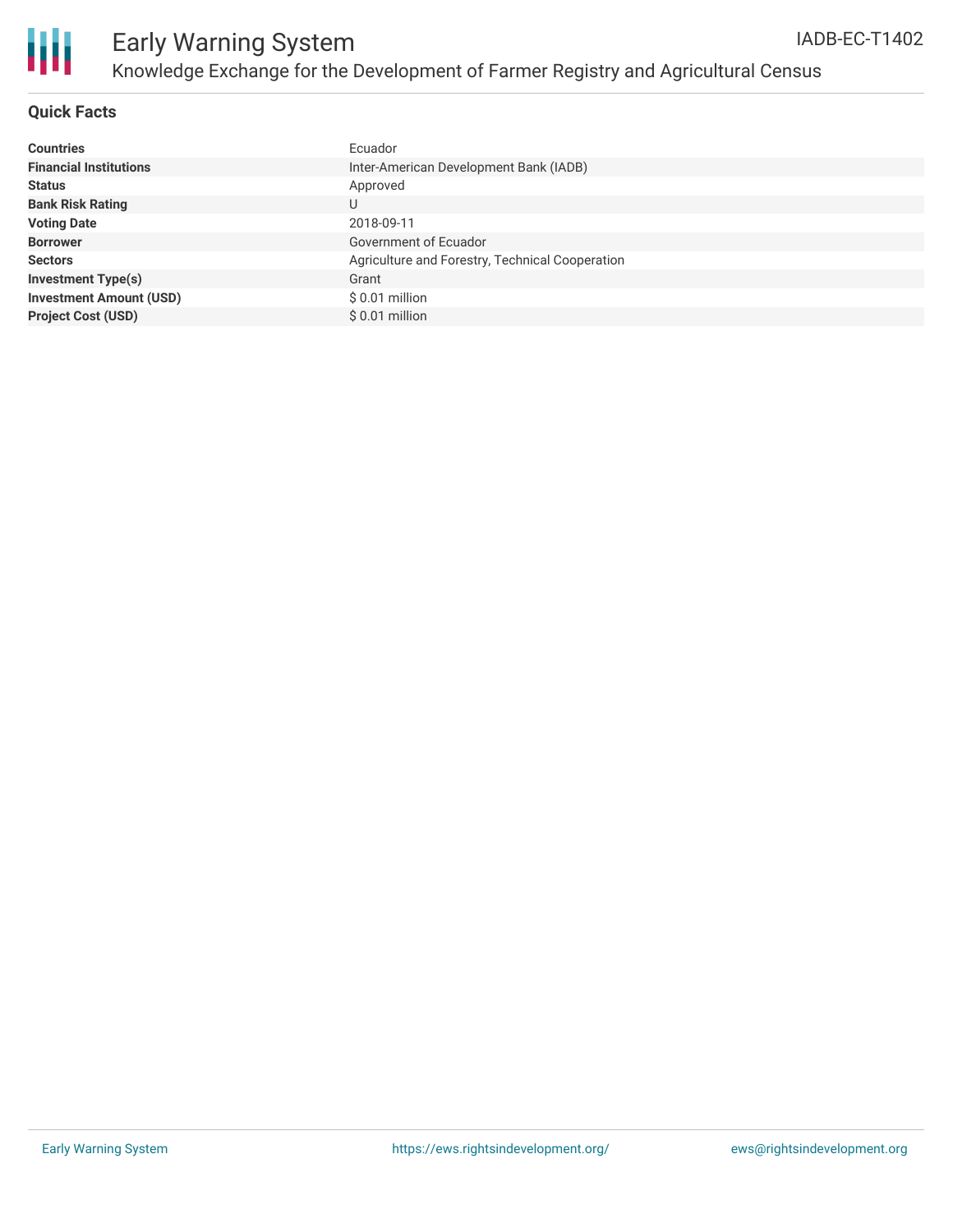# Early Warning System

## Knowledge Exchange for the Development of Farmer Registry and Agricultural Census

IADB-EC-T1402

### Quick Facts

| | |
|---|---|
| **Countries** | Ecuador |
| **Financial Institutions** | Inter-American Development Bank (IADB) |
| **Status** | Approved |
| **Bank Risk Rating** | U |
| **Voting Date** | 2018-09-11 |
| **Borrower** | Government of Ecuador |
| **Sectors** | Agriculture and Forestry, Technical Cooperation |
| **Investment Type(s)** | Grant |
| **Investment Amount (USD)** | $ 0.01 million |
| **Project Cost (USD)** | $ 0.01 million |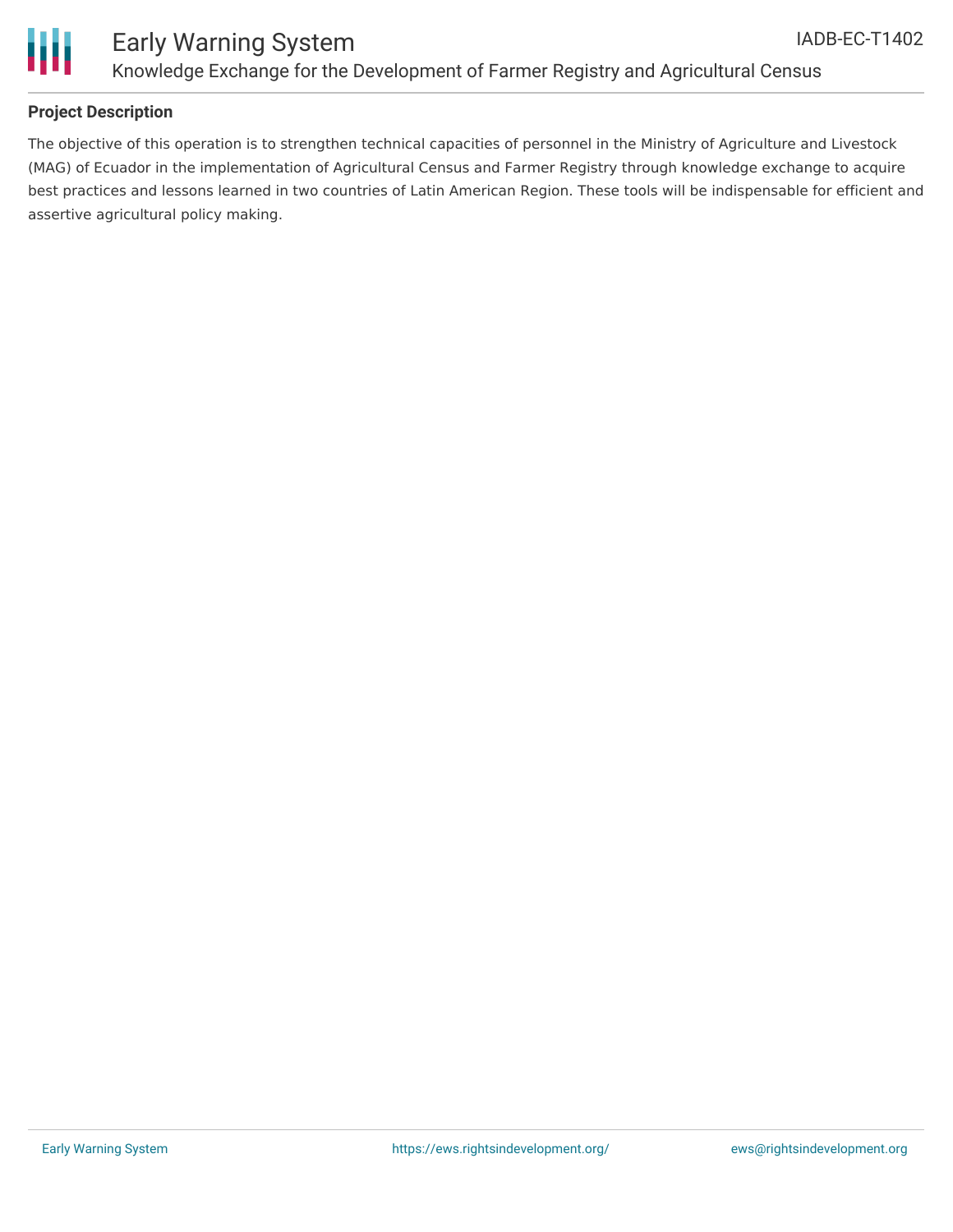## Project Description

The objective of this operation is to strengthen technical capacities of personnel in the Ministry of Agriculture and Livestock (MAG) of Ecuador in the implementation of Agricultural Census and Farmer Registry through knowledge exchange to acquire best practices and lessons learned in two countries of Latin American Region. These tools will be indispensable for efficient and assertive agricultural policy making.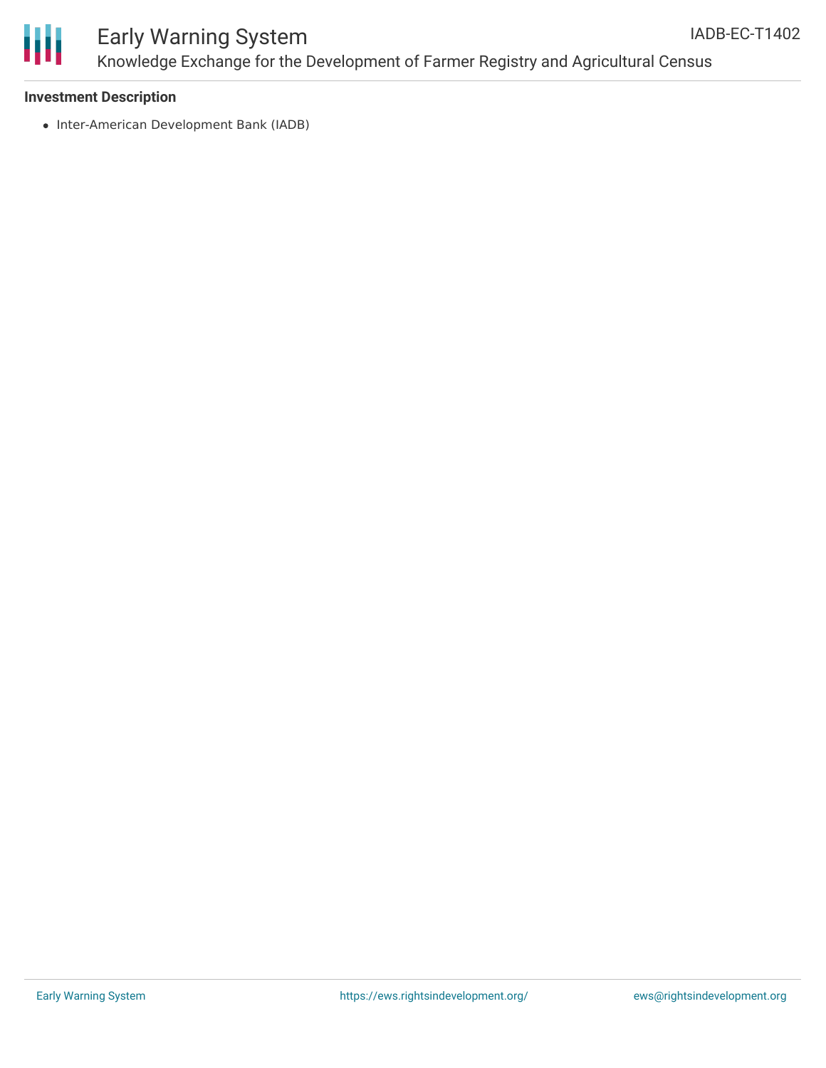**Investment Description**

- Inter-American Development Bank (IADB)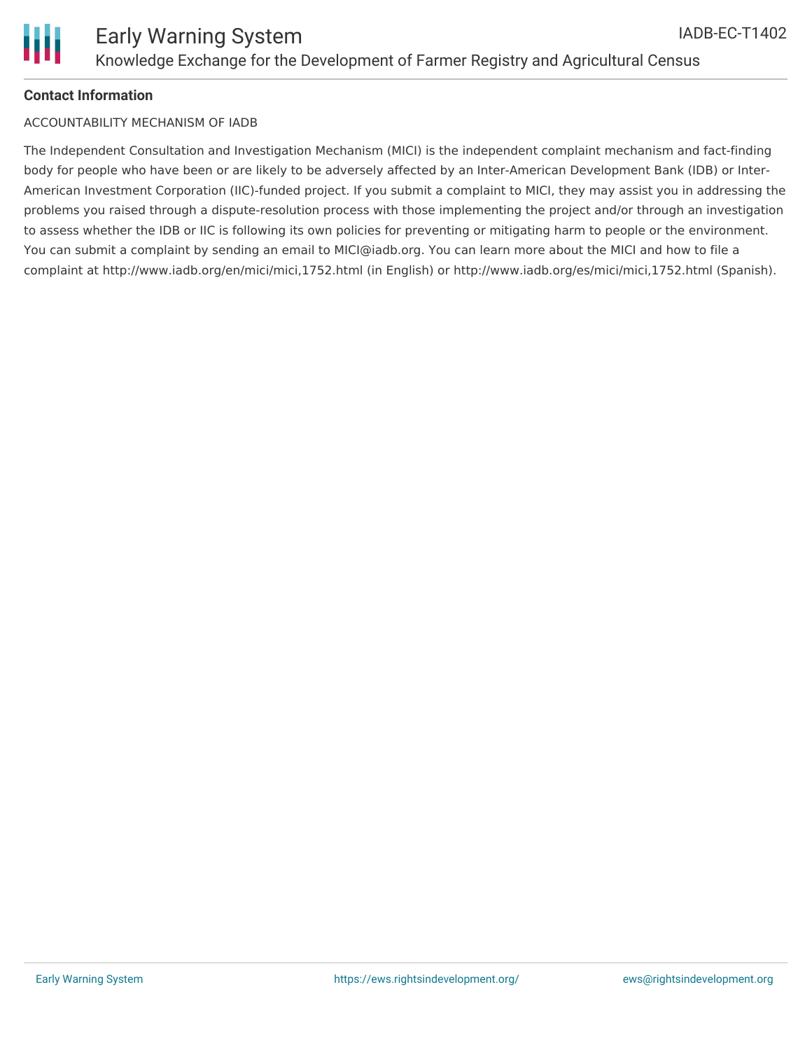**Contact Information**

ACCOUNTABILITY MECHANISM OF IADB

The Independent Consultation and Investigation Mechanism (MICI) is the independent complaint mechanism and fact-finding body for people who have been or are likely to be adversely affected by an Inter-American Development Bank (IDB) or Inter-American Investment Corporation (IIC)-funded project. If you submit a complaint to MICI, they may assist you in addressing the problems you raised through a dispute-resolution process with those implementing the project and/or through an investigation to assess whether the IDB or IIC is following its own policies for preventing or mitigating harm to people or the environment. You can submit a complaint by sending an email to MICI@iadb.org. You can learn more about the MICI and how to file a complaint at http://www.iadb.org/en/mici/mici,1752.html (in English) or http://www.iadb.org/es/mici/mici,1752.html (Spanish).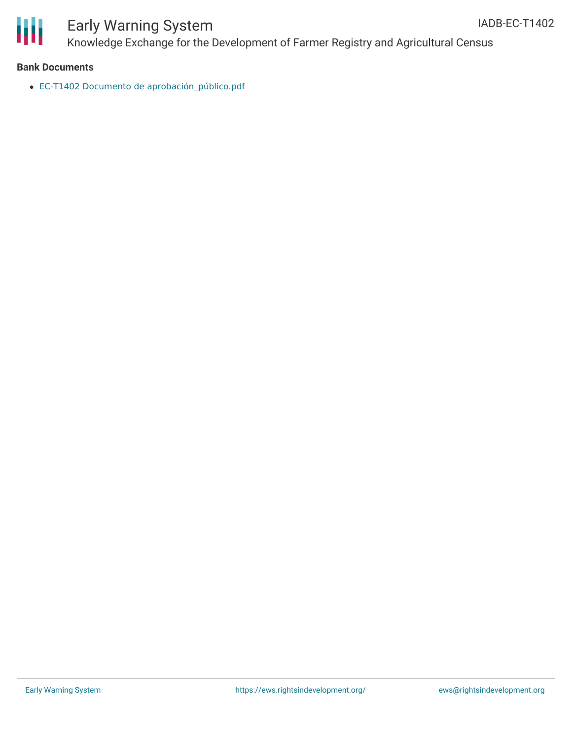**Bank Documents**

- EC-T1402 Documento de aprobación_público.pdf